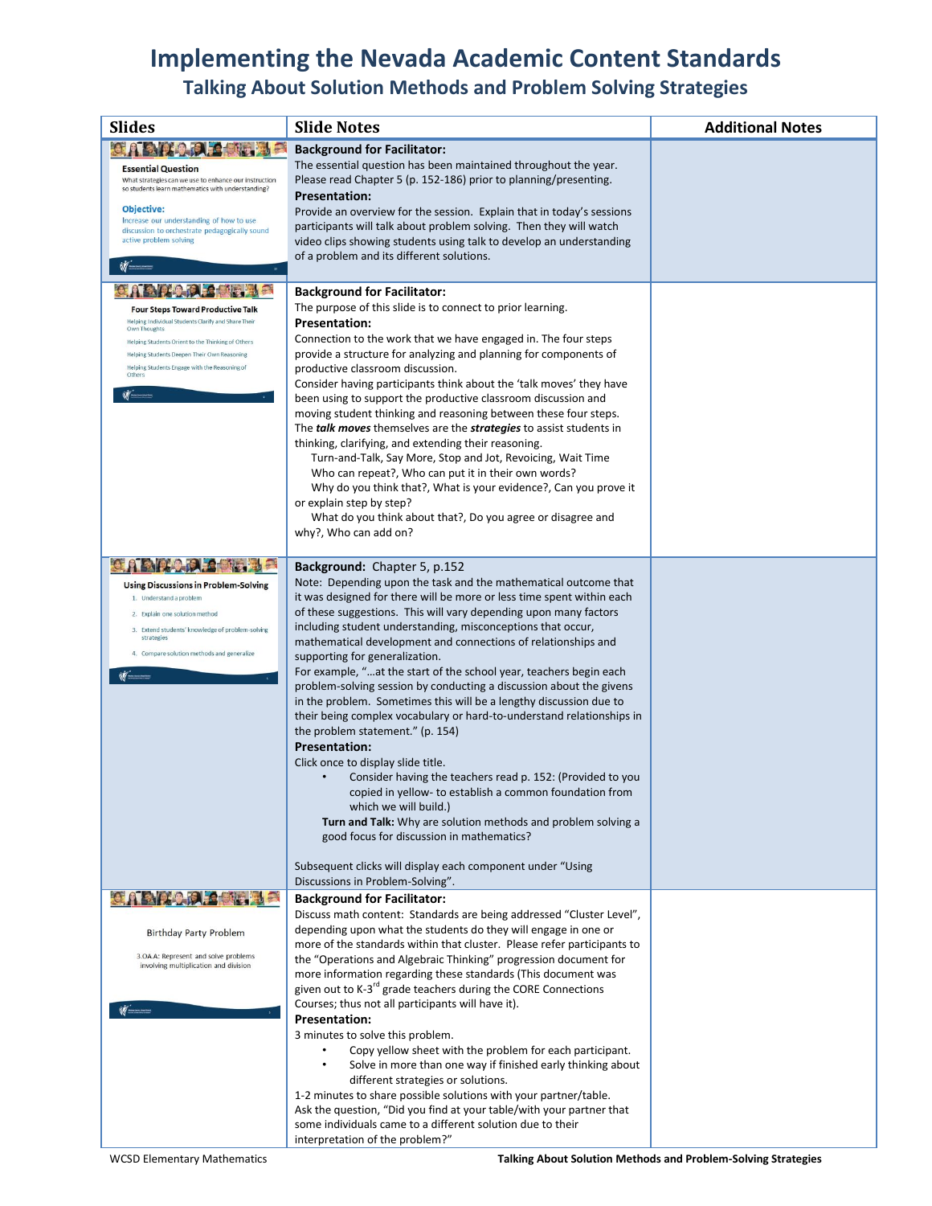# Implementing the Nevada Academic Content Standards

## Talking About Solution Methods and Problem Solving Strategies

| Slides | Slide Notes | Additional Notes |
|---|---|---|
| **Essential Question** What strategies can we use to enhance our instruction so students learn mathematics with understanding? **Objective:** Increase our understanding of how to use discussion to orchestrate pedagogically sound active problem solving | **Background for Facilitator:** The essential question has been maintained throughout the year. Please read Chapter 5 (p. 152-186) prior to planning/presenting. **Presentation:** Provide an overview for the session. Explain that in today's sessions participants will talk about problem solving. Then they will watch video clips showing students using talk to develop an understanding of a problem and its different solutions. | |
| **Four Steps Toward Productive Talk** Helping Individual Students Clarify and Share Their Own Thoughts; Helping Students Orient to the Thinking of Others; Helping Students Deepen Their Own Reasoning; Helping Students Engage with the Reasoning of Others | **Background for Facilitator:** The purpose of this slide is to connect to prior learning. **Presentation:** Connection to the work that we have engaged in. The four steps provide a structure for analyzing and planning for components of productive classroom discussion. Consider having participants think about the 'talk moves' they have been using to support the productive classroom discussion and moving student thinking and reasoning between these four steps. The ***talk moves*** themselves are the ***strategies*** to assist students in thinking, clarifying, and extending their reasoning. Turn-and-Talk, Say More, Stop and Jot, Revoicing, Wait Time; Who can repeat?, Who can put it in their own words?; Why do you think that?, What is your evidence?, Can you prove it or explain step by step?; What do you think about that?, Do you agree or disagree and why?, Who can add on? | |
| **Using Discussions in Problem-Solving** 1. Understand a problem 2. Explain one solution method 3. Extend students' knowledge of problem-solving strategies 4. Compare solution methods and generalize | **Background:** Chapter 5, p.152 Note: Depending upon the task and the mathematical outcome that it was designed for there will be more or less time spent within each of these suggestions. This will vary depending upon many factors including student understanding, misconceptions that occur, mathematical development and connections of relationships and supporting for generalization. For example, "…at the start of the school year, teachers begin each problem-solving session by conducting a discussion about the givens in the problem. Sometimes this will be a lengthy discussion due to their being complex vocabulary or hard-to-understand relationships in the problem statement." (p. 154) **Presentation:** Click once to display slide title. • Consider having the teachers read p. 152: (Provided to you copied in yellow- to establish a common foundation from which we will build.) **Turn and Talk:** Why are solution methods and problem solving a good focus for discussion in mathematics? Subsequent clicks will display each component under "Using Discussions in Problem-Solving". | |
| Birthday Party Problem 3.OA.A: Represent and solve problems involving multiplication and division | **Background for Facilitator:** Discuss math content: Standards are being addressed "Cluster Level", depending upon what the students do they will engage in one or more of the standards within that cluster. Please refer participants to the "Operations and Algebraic Thinking" progression document for more information regarding these standards (This document was given out to K-3rd grade teachers during the CORE Connections Courses; thus not all participants will have it). **Presentation:** 3 minutes to solve this problem. • Copy yellow sheet with the problem for each participant. • Solve in more than one way if finished early thinking about different strategies or solutions. 1-2 minutes to share possible solutions with your partner/table. Ask the question, "Did you find at your table/with your partner that some individuals came to a different solution due to their interpretation of the problem?" | |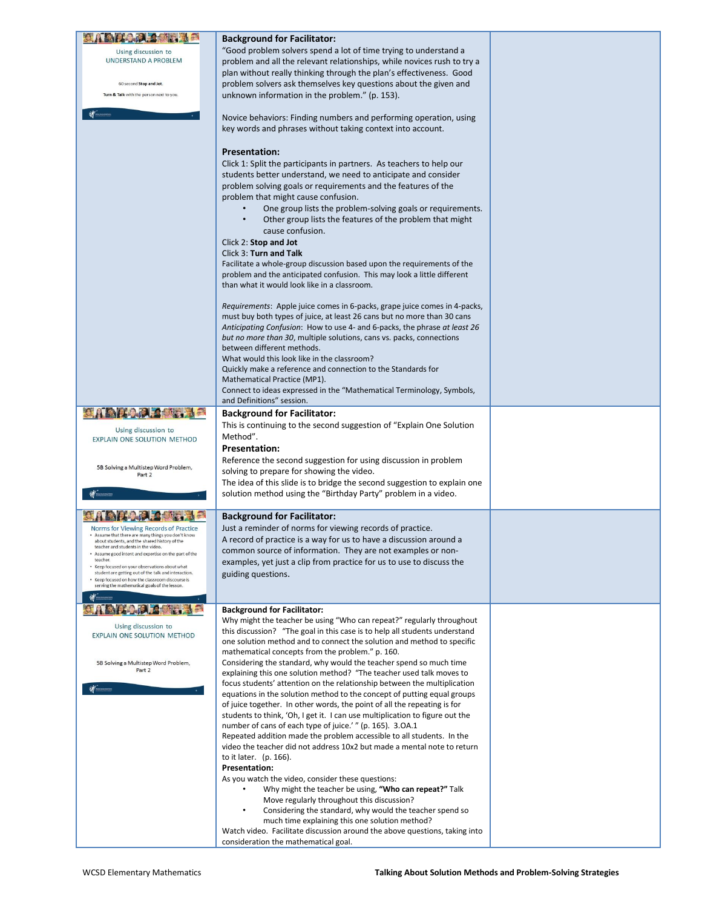| Slide | Facilitator Notes | |
|---|---|---|
| Using discussion to UNDERSTAND A PROBLEM<br><br>60 second **Stop and Jot**.<br>**Turn & Talk** with the person next to you. | **Background for Facilitator:**<br>"Good problem solvers spend a lot of time trying to understand a problem and all the relevant relationships, while novices rush to try a plan without really thinking through the plan's effectiveness. Good problem solvers ask themselves key questions about the given and unknown information in the problem." (p. 153).<br><br>Novice behaviors: Finding numbers and performing operation, using key words and phrases without taking context into account.<br><br>**Presentation:**<br>Click 1: Split the participants in partners. As teachers to help our students better understand, we need to anticipate and consider problem solving goals or requirements and the features of the problem that might cause confusion.<br>• One group lists the problem-solving goals or requirements.<br>• Other group lists the features of the problem that might cause confusion.<br>Click 2: **Stop and Jot**<br>Click 3: **Turn and Talk**<br>Facilitate a whole-group discussion based upon the requirements of the problem and the anticipated confusion. This may look a little different than what it would look like in a classroom.<br><br>*Requirements*: Apple juice comes in 6-packs, grape juice comes in 4-packs, must buy both types of juice, at least 26 cans but no more than 30 cans<br>*Anticipating Confusion*: How to use 4- and 6-packs, the phrase *at least 26 but no more than 30*, multiple solutions, cans vs. packs, connections between different methods.<br>What would this look like in the classroom?<br>Quickly make a reference and connection to the Standards for Mathematical Practice (MP1).<br>Connect to ideas expressed in the "Mathematical Terminology, Symbols, and Definitions" session. | |
| Using discussion to EXPLAIN ONE SOLUTION METHOD<br><br>5B Solving a Multistep Word Problem, Part 2 | **Background for Facilitator:**<br>This is continuing to the second suggestion of "Explain One Solution Method".<br>**Presentation:**<br>Reference the second suggestion for using discussion in problem solving to prepare for showing the video.<br>The idea of this slide is to bridge the second suggestion to explain one solution method using the "Birthday Party" problem in a video. | |
| Norms for Viewing Records of Practice<br>• Assume that there are many things you don't know about students, and the shared history of the teacher and students in the video.<br>• Assume good intent and expertise on the part of the teacher.<br>• Keep focused on your observations about what student are getting out of the talk and interaction.<br>• Keep focused on how the classroom discourse is serving the mathematical goals of the lesson. | **Background for Facilitator:**<br>Just a reminder of norms for viewing records of practice.<br>A record of practice is a way for us to have a discussion around a common source of information. They are not examples or non-examples, yet just a clip from practice for us to use to discuss the guiding questions. | |
| Using discussion to EXPLAIN ONE SOLUTION METHOD<br><br>5B Solving a Multistep Word Problem, Part 2 | **Background for Facilitator:**<br>Why might the teacher be using "Who can repeat?" regularly throughout this discussion? "The goal in this case is to help all students understand one solution method and to connect the solution and method to specific mathematical concepts from the problem." p. 160.<br>Considering the standard, why would the teacher spend so much time explaining this one solution method? "The teacher used talk moves to focus students' attention on the relationship between the multiplication equations in the solution method to the concept of putting equal groups of juice together. In other words, the point of all the repeating is for students to think, 'Oh, I get it. I can use multiplication to figure out the number of cans of each type of juice.' " (p. 165). 3.OA.1<br>Repeated addition made the problem accessible to all students. In the video the teacher did not address 10x2 but made a mental note to return to it later. (p. 166).<br>**Presentation:**<br>As you watch the video, consider these questions:<br>• Why might the teacher be using, **"Who can repeat?"** Talk Move regularly throughout this discussion?<br>• Considering the standard, why would the teacher spend so much time explaining this one solution method?<br>Watch video. Facilitate discussion around the above questions, taking into consideration the mathematical goal. | |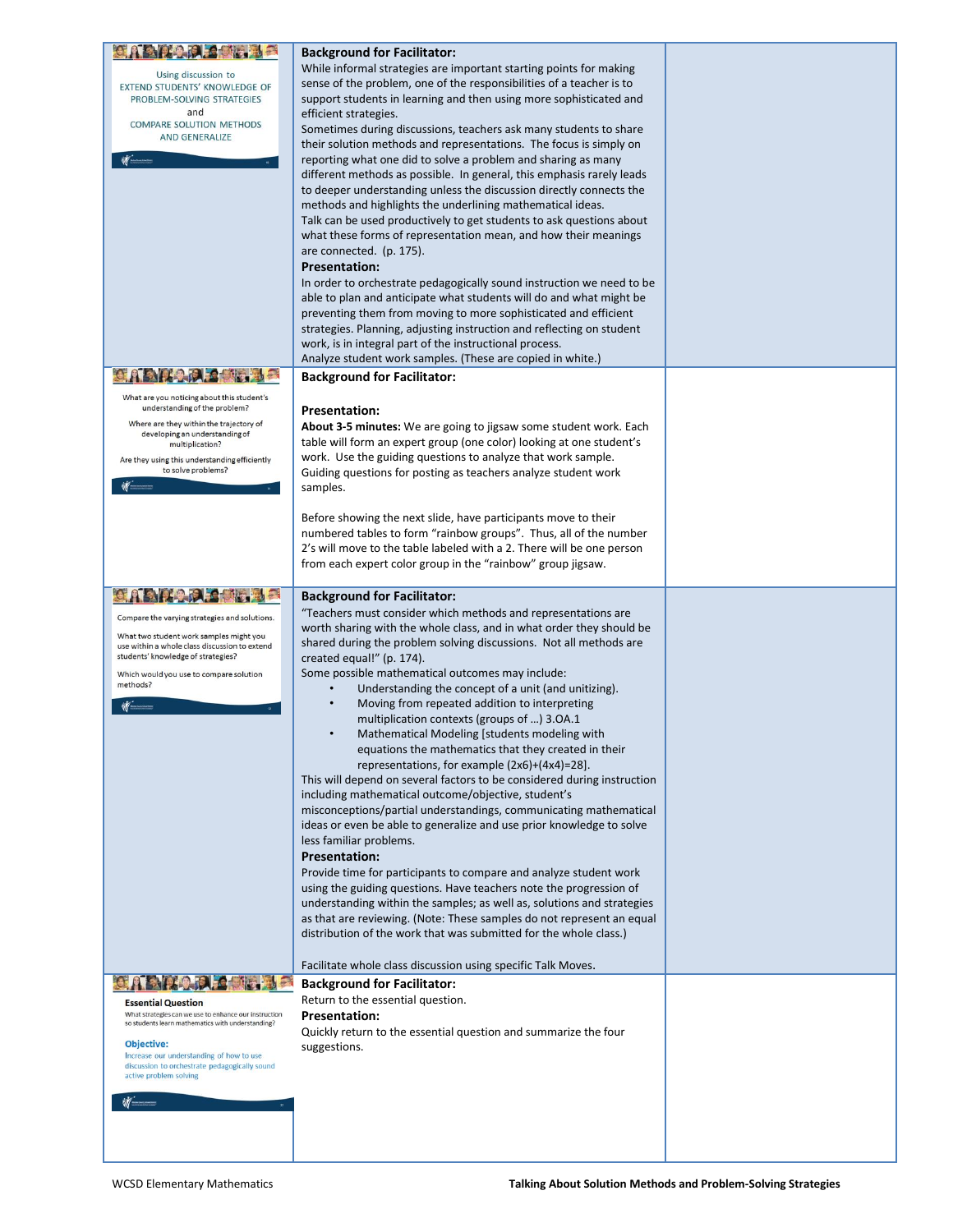| Slide | Facilitator Notes | |
|---|---|---|
| Using discussion to EXTEND STUDENTS' KNOWLEDGE OF PROBLEM-SOLVING STRATEGIES and COMPARE SOLUTION METHODS AND GENERALIZE | **Background for Facilitator:** While informal strategies are important starting points for making sense of the problem, one of the responsibilities of a teacher is to support students in learning and then using more sophisticated and efficient strategies. Sometimes during discussions, teachers ask many students to share their solution methods and representations. The focus is simply on reporting what one did to solve a problem and sharing as many different methods as possible. In general, this emphasis rarely leads to deeper understanding unless the discussion directly connects the methods and highlights the underlining mathematical ideas. Talk can be used productively to get students to ask questions about what these forms of representation mean, and how their meanings are connected. (p. 175).<br>**Presentation:** In order to orchestrate pedagogically sound instruction we need to be able to plan and anticipate what students will do and what might be preventing them from moving to more sophisticated and efficient strategies. Planning, adjusting instruction and reflecting on student work, is in integral part of the instructional process. Analyze student work samples. (These are copied in white.) | |
| What are you noticing about this student's understanding of the problem? Where are they within the trajectory of developing an understanding of multiplication? Are they using this understanding efficiently to solve problems? | **Background for Facilitator:**<br>**Presentation:** **About 3-5 minutes:** We are going to jigsaw some student work. Each table will form an expert group (one color) looking at one student's work. Use the guiding questions to analyze that work sample. Guiding questions for posting as teachers analyze student work samples.<br><br>Before showing the next slide, have participants move to their numbered tables to form "rainbow groups". Thus, all of the number 2's will move to the table labeled with a 2. There will be one person from each expert color group in the "rainbow" group jigsaw. | |
| Compare the varying strategies and solutions. What two student work samples might you use within a whole class discussion to extend students' knowledge of strategies? Which would you use to compare solution methods? | **Background for Facilitator:** "Teachers must consider which methods and representations are worth sharing with the whole class, and in what order they should be shared during the problem solving discussions. Not all methods are created equal!" (p. 174).<br>Some possible mathematical outcomes may include:<br>• Understanding the concept of a unit (and unitizing).<br>• Moving from repeated addition to interpreting multiplication contexts (groups of …) 3.OA.1<br>• Mathematical Modeling [students modeling with equations the mathematics that they created in their representations, for example (2x6)+(4x4)=28].<br>This will depend on several factors to be considered during instruction including mathematical outcome/objective, student's misconceptions/partial understandings, communicating mathematical ideas or even be able to generalize and use prior knowledge to solve less familiar problems.<br>**Presentation:** Provide time for participants to compare and analyze student work using the guiding questions. Have teachers note the progression of understanding within the samples; as well as, solutions and strategies as that are reviewing. (Note: These samples do not represent an equal distribution of the work that was submitted for the whole class.)<br><br>Facilitate whole class discussion using specific Talk Moves. | |
| **Essential Question** What strategies can we use to enhance our instruction so students learn mathematics with understanding? **Objective:** Increase our understanding of how to use discussion to orchestrate pedagogically sound active problem solving | **Background for Facilitator:** Return to the essential question.<br>**Presentation:** Quickly return to the essential question and summarize the four suggestions. | |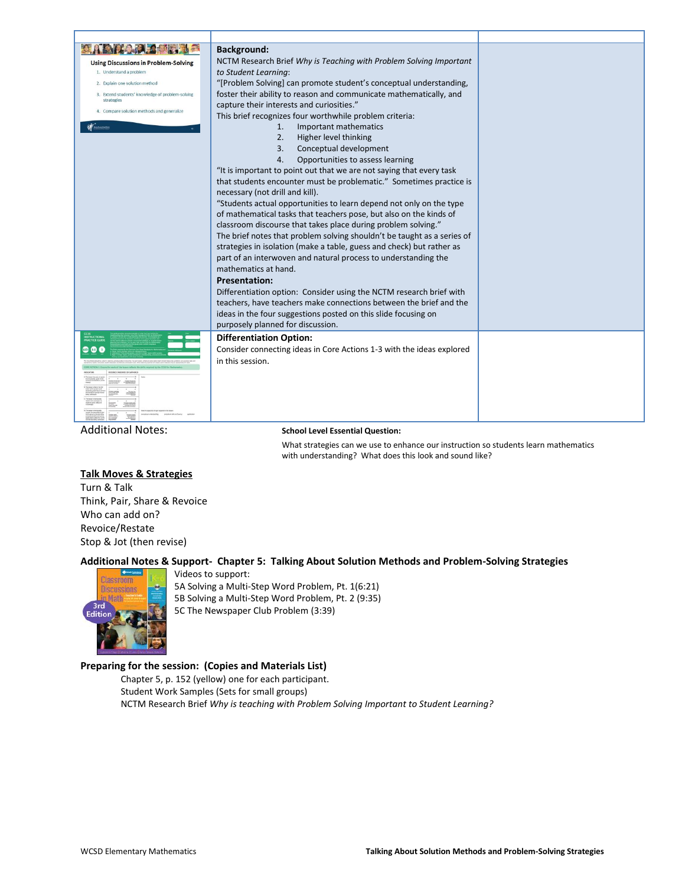| | | |
|---|---|---|
| **Using Discussions in Problem-Solving**<br>1. Understand a problem<br>2. Explain one solution method<br>3. Extend students' knowledge of problem-solving strategies<br>4. Compare solution methods and generalize | **Background:**<br>NCTM Research Brief *Why is Teaching with Problem Solving Important to Student Learning*:<br>"[Problem Solving] can promote student's conceptual understanding, foster their ability to reason and communicate mathematically, and capture their interests and curiosities."<br>This brief recognizes four worthwhile problem criteria:<br>1. Important mathematics<br>2. Higher level thinking<br>3. Conceptual development<br>4. Opportunities to assess learning<br>"It is important to point out that we are not saying that every task that students encounter must be problematic." Sometimes practice is necessary (not drill and kill).<br>"Students actual opportunities to learn depend not only on the type of mathematical tasks that teachers pose, but also on the kinds of classroom discourse that takes place during problem solving."<br>The brief notes that problem solving shouldn't be taught as a series of strategies in isolation (make a table, guess and check) but rather as part of an interwoven and natural process to understanding the mathematics at hand.<br>**Presentation:**<br>Differentiation option: Consider using the NCTM research brief with teachers, have teachers make connections between the brief and the ideas in the four suggestions posted on this slide focusing on purposely planned for discussion. | |
| | **Differentiation Option:**<br>Consider connecting ideas in Core Actions 1-3 with the ideas explored in this session. | |

Additional Notes:

**School Level Essential Question:**

What strategies can we use to enhance our instruction so students learn mathematics with understanding? What does this look and sound like?

**Talk Moves & Strategies**

Turn & Talk
Think, Pair, Share & Revoice
Who can add on?
Revoice/Restate
Stop & Jot (then revise)

**Additional Notes & Support- Chapter 5: Talking About Solution Methods and Problem-Solving Strategies**

Videos to support:
5A Solving a Multi-Step Word Problem, Pt. 1(6:21)
5B Solving a Multi-Step Word Problem, Pt. 2 (9:35)
5C The Newspaper Club Problem (3:39)

**Preparing for the session: (Copies and Materials List)**

Chapter 5, p. 152 (yellow) one for each participant.
Student Work Samples (Sets for small groups)
NCTM Research Brief *Why is teaching with Problem Solving Important to Student Learning?*